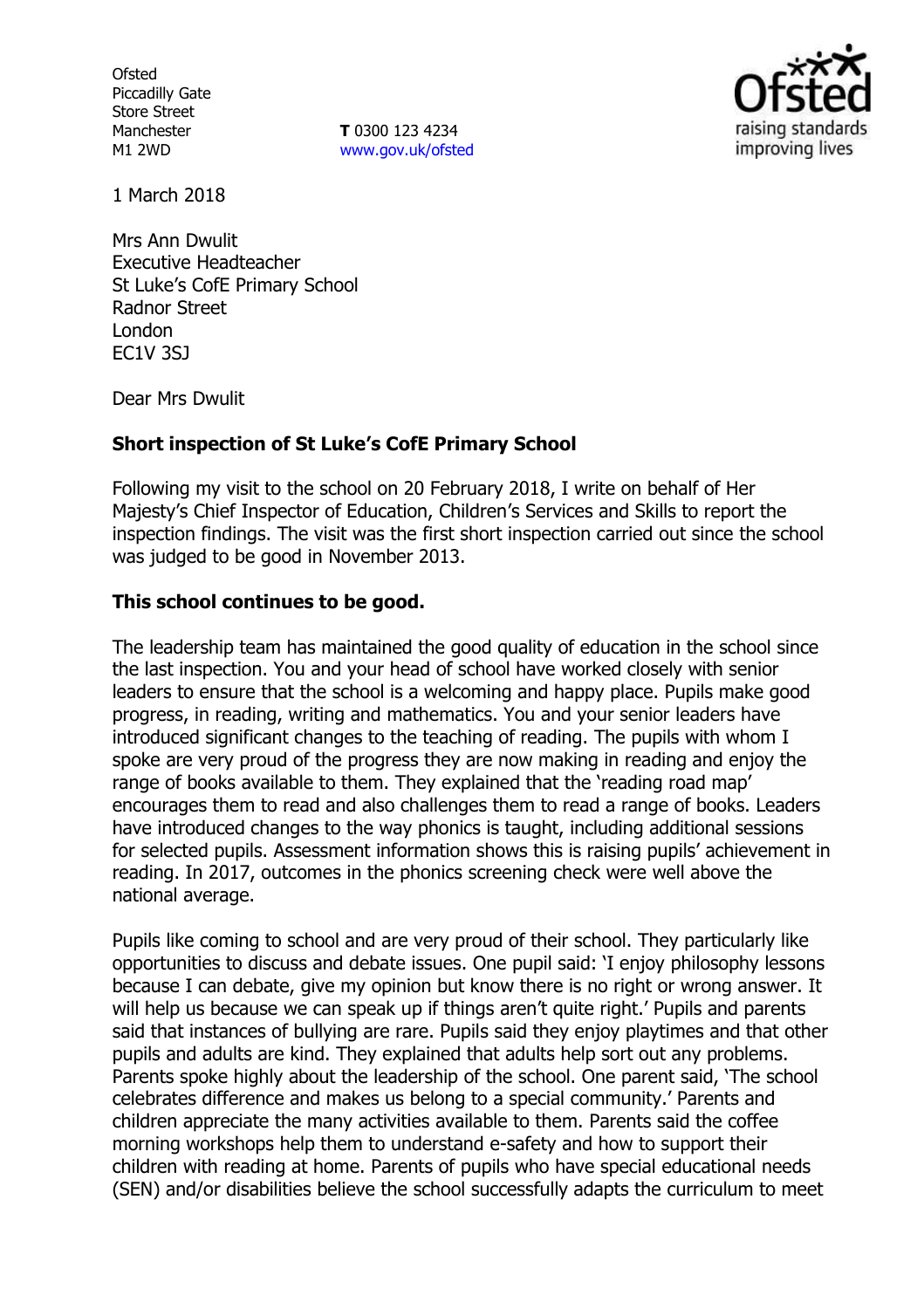Ofsted
Piccadilly Gate
Store Street
Manchester
M1 2WD

**T** 0300 123 4234
www.gov.uk/ofsted

1 March 2018

Mrs Ann Dwulit
Executive Headteacher
St Luke's CofE Primary School
Radnor Street
London
EC1V 3SJ

Dear Mrs Dwulit

**Short inspection of St Luke's CofE Primary School**

Following my visit to the school on 20 February 2018, I write on behalf of Her Majesty's Chief Inspector of Education, Children's Services and Skills to report the inspection findings. The visit was the first short inspection carried out since the school was judged to be good in November 2013.

**This school continues to be good.**

The leadership team has maintained the good quality of education in the school since the last inspection. You and your head of school have worked closely with senior leaders to ensure that the school is a welcoming and happy place. Pupils make good progress, in reading, writing and mathematics. You and your senior leaders have introduced significant changes to the teaching of reading. The pupils with whom I spoke are very proud of the progress they are now making in reading and enjoy the range of books available to them. They explained that the 'reading road map' encourages them to read and also challenges them to read a range of books. Leaders have introduced changes to the way phonics is taught, including additional sessions for selected pupils. Assessment information shows this is raising pupils' achievement in reading. In 2017, outcomes in the phonics screening check were well above the national average.

Pupils like coming to school and are very proud of their school. They particularly like opportunities to discuss and debate issues. One pupil said: 'I enjoy philosophy lessons because I can debate, give my opinion but know there is no right or wrong answer. It will help us because we can speak up if things aren't quite right.' Pupils and parents said that instances of bullying are rare. Pupils said they enjoy playtimes and that other pupils and adults are kind. They explained that adults help sort out any problems. Parents spoke highly about the leadership of the school. One parent said, 'The school celebrates difference and makes us belong to a special community.' Parents and children appreciate the many activities available to them. Parents said the coffee morning workshops help them to understand e-safety and how to support their children with reading at home. Parents of pupils who have special educational needs (SEN) and/or disabilities believe the school successfully adapts the curriculum to meet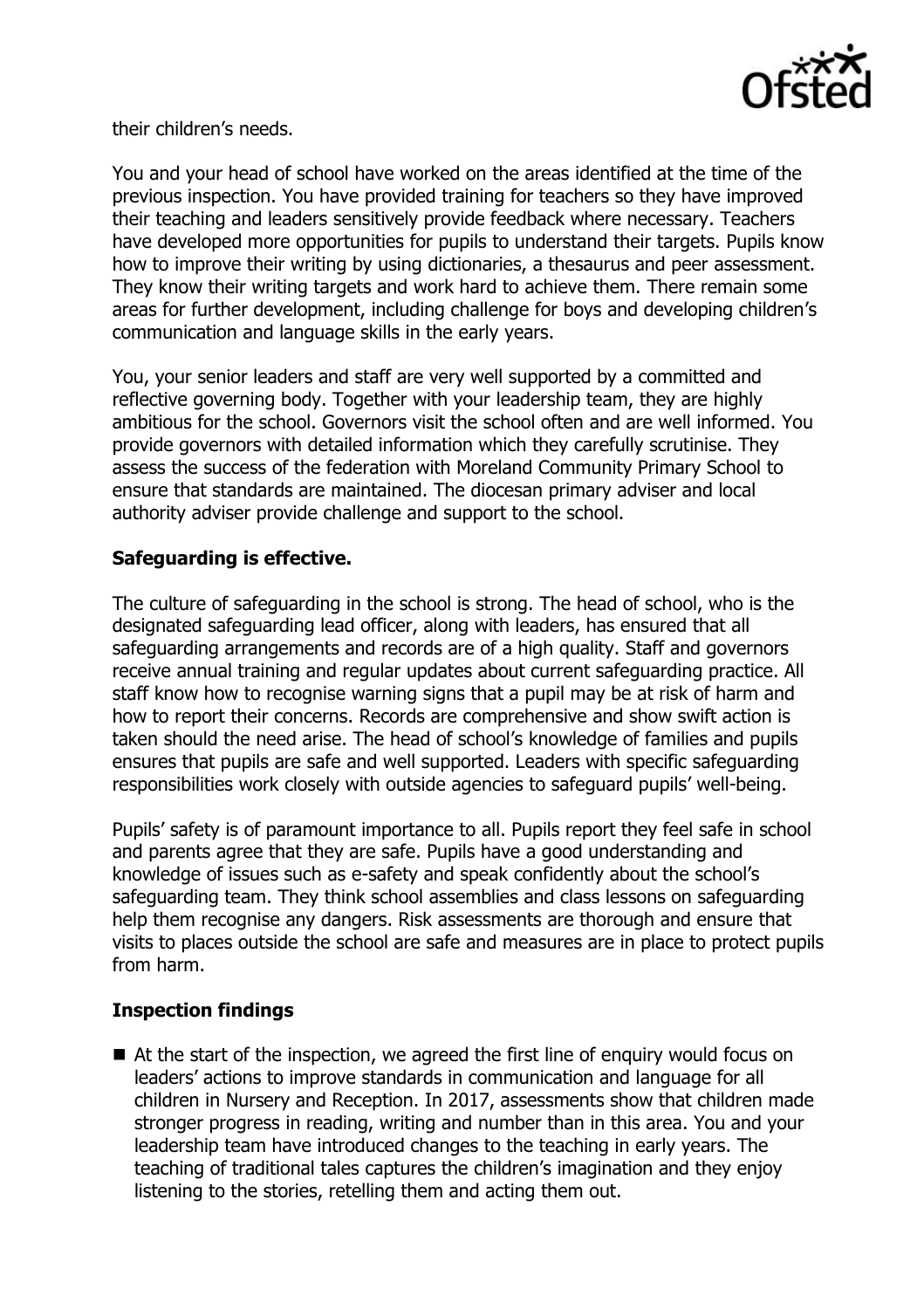their children's needs.

You and your head of school have worked on the areas identified at the time of the previous inspection. You have provided training for teachers so they have improved their teaching and leaders sensitively provide feedback where necessary. Teachers have developed more opportunities for pupils to understand their targets. Pupils know how to improve their writing by using dictionaries, a thesaurus and peer assessment. They know their writing targets and work hard to achieve them. There remain some areas for further development, including challenge for boys and developing children's communication and language skills in the early years.

You, your senior leaders and staff are very well supported by a committed and reflective governing body. Together with your leadership team, they are highly ambitious for the school. Governors visit the school often and are well informed. You provide governors with detailed information which they carefully scrutinise. They assess the success of the federation with Moreland Community Primary School to ensure that standards are maintained. The diocesan primary adviser and local authority adviser provide challenge and support to the school.

## Safeguarding is effective.

The culture of safeguarding in the school is strong. The head of school, who is the designated safeguarding lead officer, along with leaders, has ensured that all safeguarding arrangements and records are of a high quality. Staff and governors receive annual training and regular updates about current safeguarding practice. All staff know how to recognise warning signs that a pupil may be at risk of harm and how to report their concerns. Records are comprehensive and show swift action is taken should the need arise. The head of school's knowledge of families and pupils ensures that pupils are safe and well supported. Leaders with specific safeguarding responsibilities work closely with outside agencies to safeguard pupils' well-being.

Pupils' safety is of paramount importance to all. Pupils report they feel safe in school and parents agree that they are safe. Pupils have a good understanding and knowledge of issues such as e-safety and speak confidently about the school's safeguarding team. They think school assemblies and class lessons on safeguarding help them recognise any dangers. Risk assessments are thorough and ensure that visits to places outside the school are safe and measures are in place to protect pupils from harm.

## Inspection findings

- At the start of the inspection, we agreed the first line of enquiry would focus on leaders' actions to improve standards in communication and language for all children in Nursery and Reception. In 2017, assessments show that children made stronger progress in reading, writing and number than in this area. You and your leadership team have introduced changes to the teaching in early years. The teaching of traditional tales captures the children's imagination and they enjoy listening to the stories, retelling them and acting them out.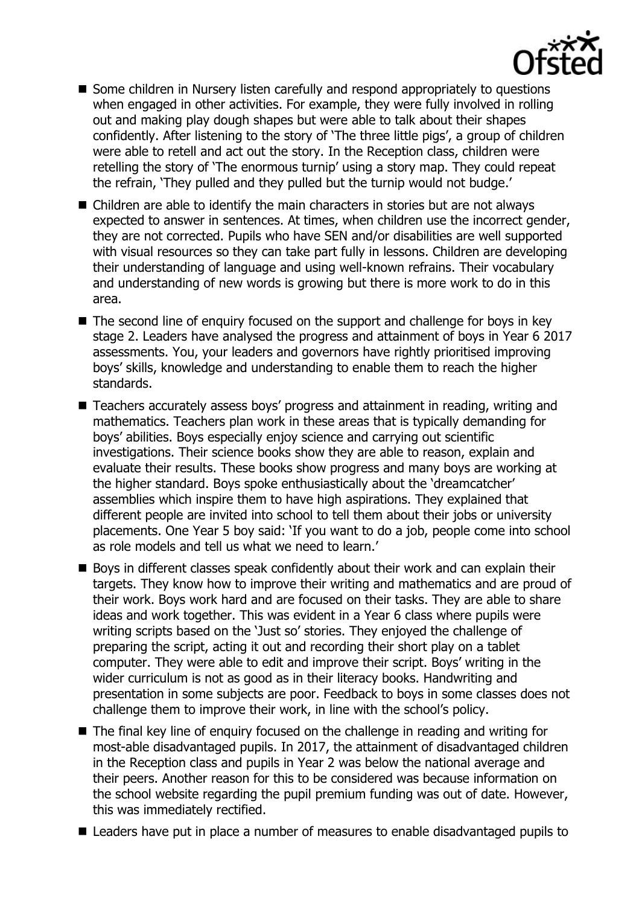- Some children in Nursery listen carefully and respond appropriately to questions when engaged in other activities. For example, they were fully involved in rolling out and making play dough shapes but were able to talk about their shapes confidently. After listening to the story of 'The three little pigs', a group of children were able to retell and act out the story. In the Reception class, children were retelling the story of 'The enormous turnip' using a story map. They could repeat the refrain, 'They pulled and they pulled but the turnip would not budge.'
- Children are able to identify the main characters in stories but are not always expected to answer in sentences. At times, when children use the incorrect gender, they are not corrected. Pupils who have SEN and/or disabilities are well supported with visual resources so they can take part fully in lessons. Children are developing their understanding of language and using well-known refrains. Their vocabulary and understanding of new words is growing but there is more work to do in this area.
- The second line of enquiry focused on the support and challenge for boys in key stage 2. Leaders have analysed the progress and attainment of boys in Year 6 2017 assessments. You, your leaders and governors have rightly prioritised improving boys' skills, knowledge and understanding to enable them to reach the higher standards.
- Teachers accurately assess boys' progress and attainment in reading, writing and mathematics. Teachers plan work in these areas that is typically demanding for boys' abilities. Boys especially enjoy science and carrying out scientific investigations. Their science books show they are able to reason, explain and evaluate their results. These books show progress and many boys are working at the higher standard. Boys spoke enthusiastically about the 'dreamcatcher' assemblies which inspire them to have high aspirations. They explained that different people are invited into school to tell them about their jobs or university placements. One Year 5 boy said: 'If you want to do a job, people come into school as role models and tell us what we need to learn.'
- Boys in different classes speak confidently about their work and can explain their targets. They know how to improve their writing and mathematics and are proud of their work. Boys work hard and are focused on their tasks. They are able to share ideas and work together. This was evident in a Year 6 class where pupils were writing scripts based on the 'Just so' stories. They enjoyed the challenge of preparing the script, acting it out and recording their short play on a tablet computer. They were able to edit and improve their script. Boys' writing in the wider curriculum is not as good as in their literacy books. Handwriting and presentation in some subjects are poor. Feedback to boys in some classes does not challenge them to improve their work, in line with the school's policy.
- The final key line of enquiry focused on the challenge in reading and writing for most-able disadvantaged pupils. In 2017, the attainment of disadvantaged children in the Reception class and pupils in Year 2 was below the national average and their peers. Another reason for this to be considered was because information on the school website regarding the pupil premium funding was out of date. However, this was immediately rectified.
- Leaders have put in place a number of measures to enable disadvantaged pupils to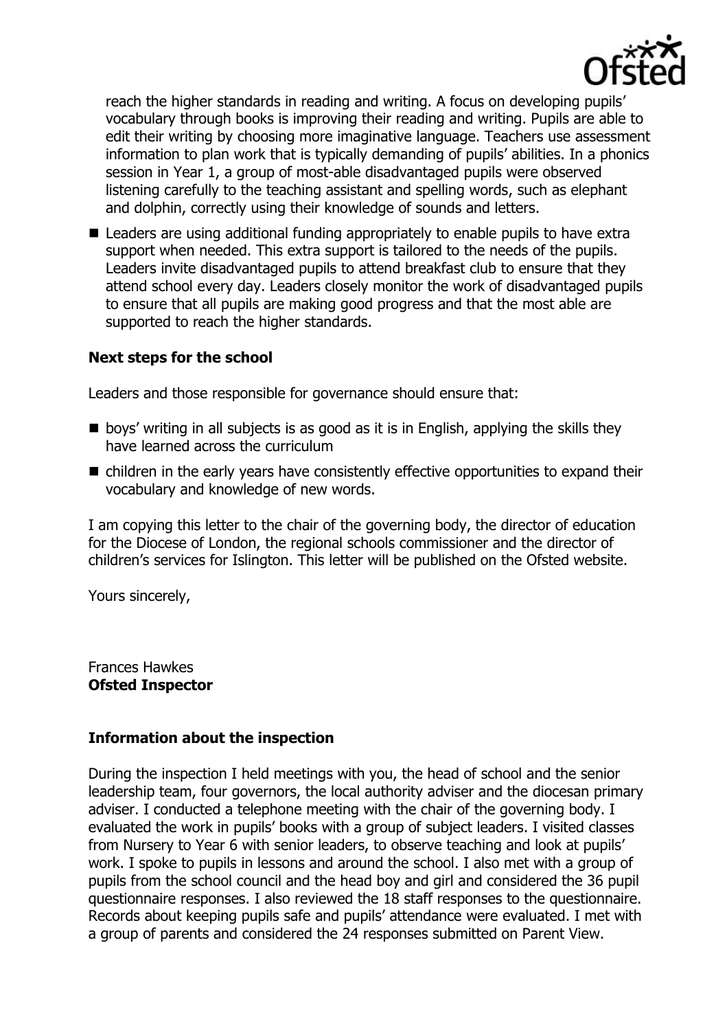reach the higher standards in reading and writing. A focus on developing pupils' vocabulary through books is improving their reading and writing. Pupils are able to edit their writing by choosing more imaginative language. Teachers use assessment information to plan work that is typically demanding of pupils' abilities. In a phonics session in Year 1, a group of most-able disadvantaged pupils were observed listening carefully to the teaching assistant and spelling words, such as elephant and dolphin, correctly using their knowledge of sounds and letters.

- Leaders are using additional funding appropriately to enable pupils to have extra support when needed. This extra support is tailored to the needs of the pupils. Leaders invite disadvantaged pupils to attend breakfast club to ensure that they attend school every day. Leaders closely monitor the work of disadvantaged pupils to ensure that all pupils are making good progress and that the most able are supported to reach the higher standards.

### Next steps for the school

Leaders and those responsible for governance should ensure that:

- boys' writing in all subjects is as good as it is in English, applying the skills they have learned across the curriculum
- children in the early years have consistently effective opportunities to expand their vocabulary and knowledge of new words.

I am copying this letter to the chair of the governing body, the director of education for the Diocese of London, the regional schools commissioner and the director of children's services for Islington. This letter will be published on the Ofsted website.

Yours sincerely,

Frances Hawkes
**Ofsted Inspector**

### Information about the inspection

During the inspection I held meetings with you, the head of school and the senior leadership team, four governors, the local authority adviser and the diocesan primary adviser. I conducted a telephone meeting with the chair of the governing body. I evaluated the work in pupils' books with a group of subject leaders. I visited classes from Nursery to Year 6 with senior leaders, to observe teaching and look at pupils' work. I spoke to pupils in lessons and around the school. I also met with a group of pupils from the school council and the head boy and girl and considered the 36 pupil questionnaire responses. I also reviewed the 18 staff responses to the questionnaire. Records about keeping pupils safe and pupils' attendance were evaluated. I met with a group of parents and considered the 24 responses submitted on Parent View.